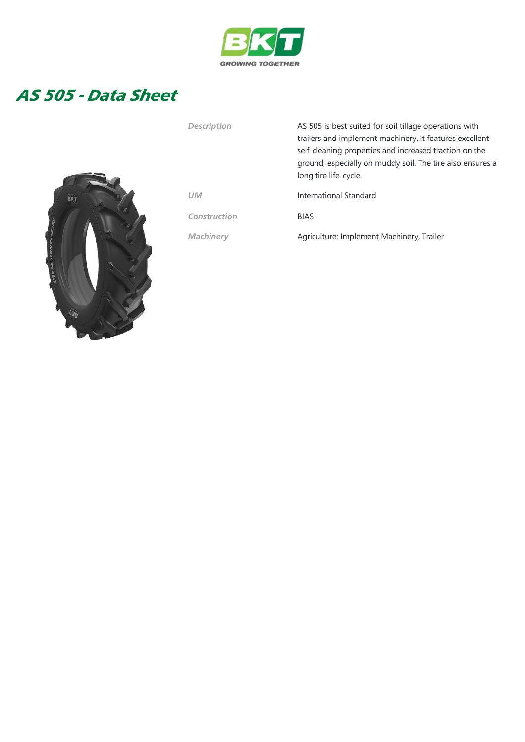BKT

GROWING TOGETHER

# AS 505 - Data Sheet

| | |
|---|---|
| *Description* | AS 505 is best suited for soil tillage operations with trailers and implement machinery. It features excellent self-cleaning properties and increased traction on the ground, especially on muddy soil. The tire also ensures a long tire life-cycle. |
| *UM* | International Standard |
| *Construction* | BIAS |
| *Machinery* | Agriculture: Implement Machinery, Trailer |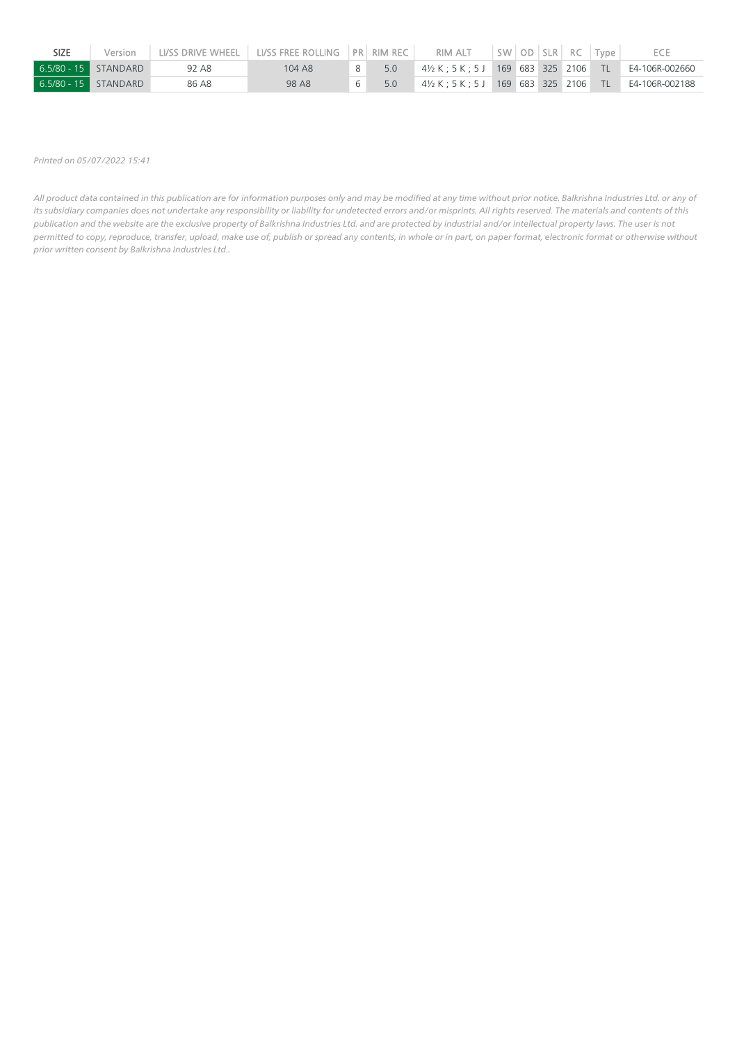| SIZE | Version | LI/SS DRIVE WHEEL | LI/SS FREE ROLLING | PR | RIM REC | RIM ALT | SW | OD | SLR | RC | Type | ECE |
|---|---|---|---|---|---|---|---|---|---|---|---|---|
| 6.5/80 - 15 | STANDARD | 92 A8 | 104 A8 | 8 | 5.0 | 4½ K ; 5 K ; 5 J | 169 | 683 | 325 | 2106 | TL | E4-106R-002660 |
| 6.5/80 - 15 | STANDARD | 86 A8 | 98 A8 | 6 | 5.0 | 4½ K ; 5 K ; 5 J | 169 | 683 | 325 | 2106 | TL | E4-106R-002188 |

*Printed on 05/07/2022 15:41*

*All product data contained in this publication are for information purposes only and may be modified at any time without prior notice. Balkrishna Industries Ltd. or any of its subsidiary companies does not undertake any responsibility or liability for undetected errors and/or misprints. All rights reserved. The materials and contents of this publication and the website are the exclusive property of Balkrishna Industries Ltd. and are protected by industrial and/or intellectual property laws. The user is not permitted to copy, reproduce, transfer, upload, make use of, publish or spread any contents, in whole or in part, on paper format, electronic format or otherwise without prior written consent by Balkrishna Industries Ltd..*